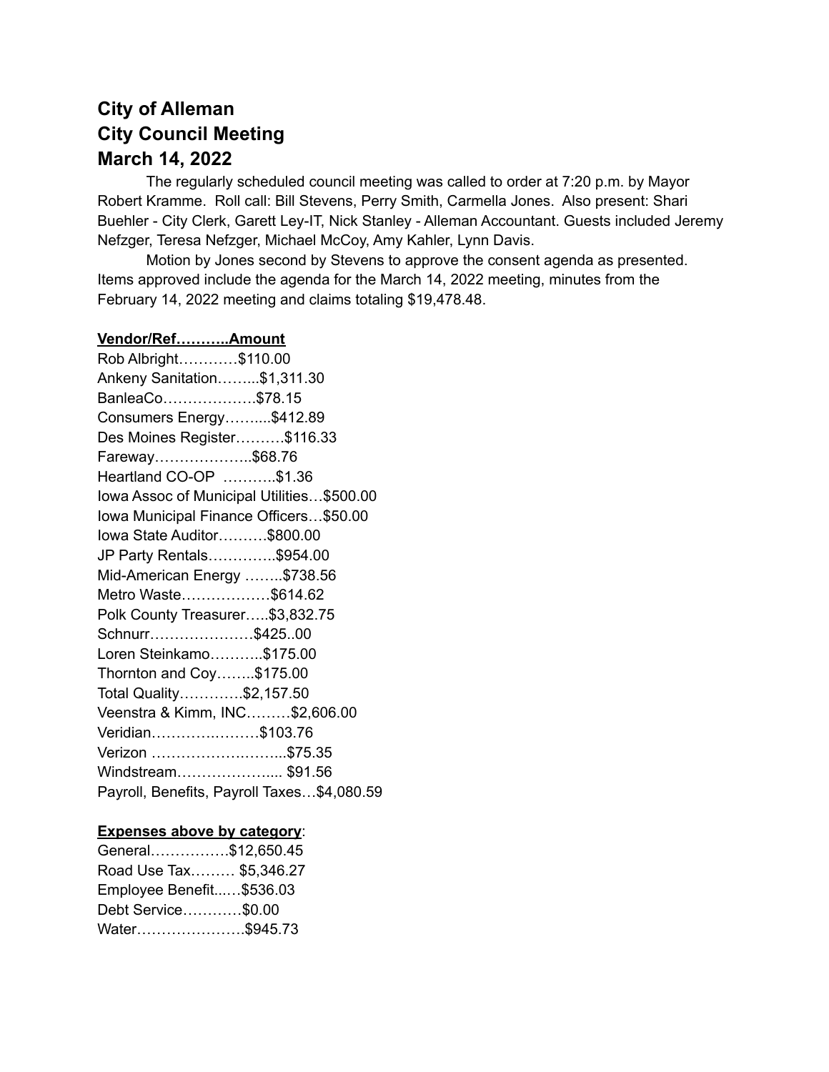# City of Alleman
# City Council Meeting
# March 14, 2022

The regularly scheduled council meeting was called to order at 7:20 p.m. by Mayor Robert Kramme. Roll call: Bill Stevens, Perry Smith, Carmella Jones. Also present: Shari Buehler - City Clerk, Garett Ley-IT, Nick Stanley - Alleman Accountant. Guests included Jeremy Nefzger, Teresa Nefzger, Michael McCoy, Amy Kahler, Lynn Davis.

Motion by Jones second by Stevens to approve the consent agenda as presented. Items approved include the agenda for the March 14, 2022 meeting, minutes from the February 14, 2022 meeting and claims totaling $19,478.48.

**Vendor/Ref………..Amount**

Rob Albright…………$110.00
Ankeny Sanitation……...$1,311.30
BanleaCo……………….$78.15
Consumers Energy……...$412.89
Des Moines Register……….$116.33
Fareway………………..$68.76
Heartland CO-OP ………..$1.36
Iowa Assoc of Municipal Utilities…$500.00
Iowa Municipal Finance Officers…$50.00
Iowa State Auditor……….$800.00
JP Party Rentals…………..$954.00
Mid-American Energy ……..$738.56
Metro Waste………………$614.62
Polk County Treasurer…..$3,832.75
Schnurr…………………$425..00
Loren Steinkamo………..$175.00
Thornton and Coy……..$175.00
Total Quality…………$2,157.50
Veenstra & Kimm, INC………$2,606.00
Veridian…………….………$103.76
Verizon ………………….……...$75.35
Windstream……………….... $91.56
Payroll, Benefits, Payroll Taxes…$4,080.59

**Expenses above by category**:

General…………….$12,650.45
Road Use Tax……… $5,346.27
Employee Benefit..….$536.03
Debt Service…………$0.00
Water………………….$945.73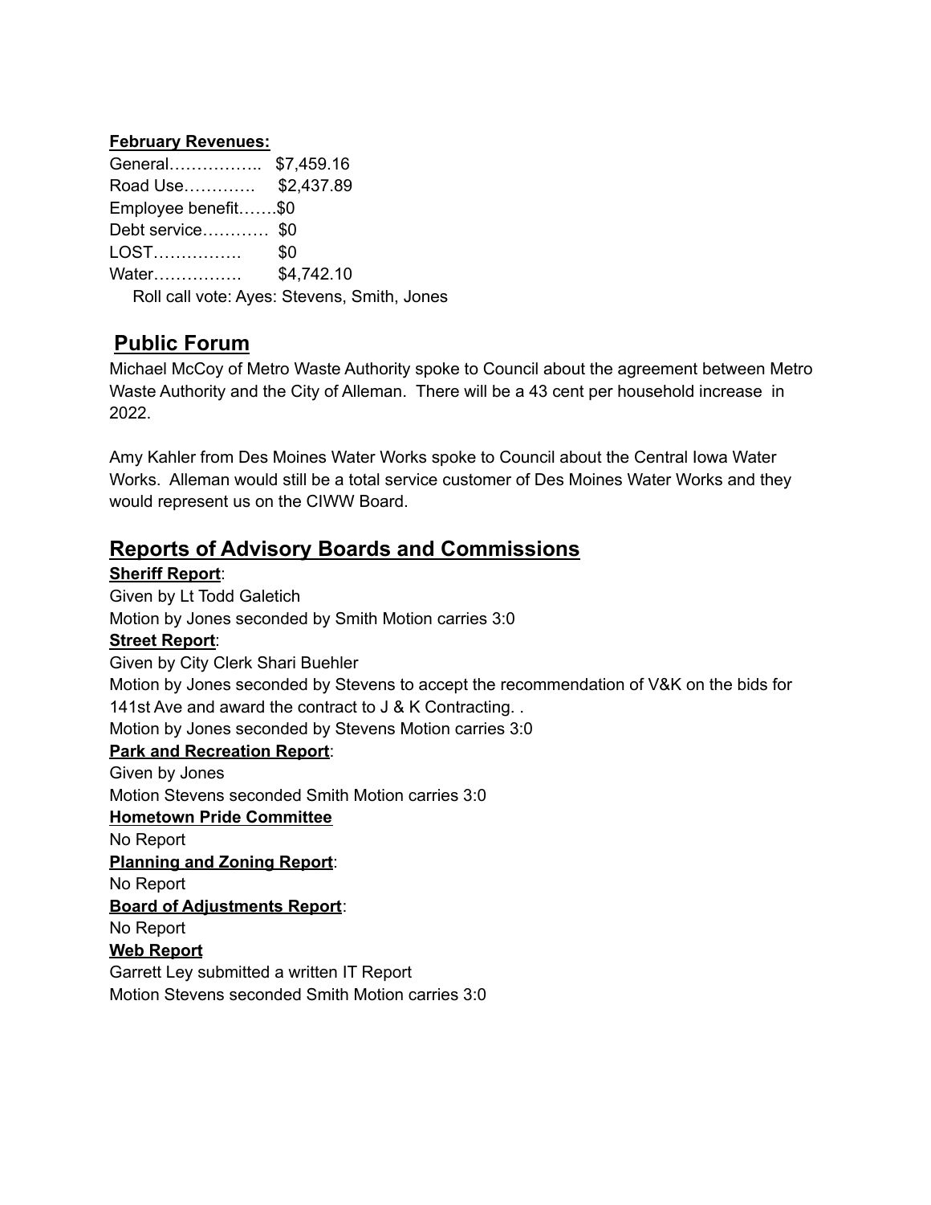**February Revenues:**

General…………….. $7,459.16
Road Use…………. $2,437.89
Employee benefit…….$0
Debt service………… $0
LOST……………. $0
Water……………. $4,742.10

Roll call vote: Ayes: Stevens, Smith, Jones

## Public Forum

Michael McCoy of Metro Waste Authority spoke to Council about the agreement between Metro Waste Authority and the City of Alleman. There will be a 43 cent per household increase in 2022.

Amy Kahler from Des Moines Water Works spoke to Council about the Central Iowa Water Works. Alleman would still be a total service customer of Des Moines Water Works and they would represent us on the CIWW Board.

## Reports of Advisory Boards and Commissions

**Sheriff Report**:

Given by Lt Todd Galetich
Motion by Jones seconded by Smith Motion carries 3:0

**Street Report**:

Given by City Clerk Shari Buehler
Motion by Jones seconded by Stevens to accept the recommendation of V&K on the bids for 141st Ave and award the contract to J & K Contracting. .
Motion by Jones seconded by Stevens Motion carries 3:0

**Park and Recreation Report**:

Given by Jones
Motion Stevens seconded Smith Motion carries 3:0

**Hometown Pride Committee**

No Report

**Planning and Zoning Report**:

No Report

**Board of Adjustments Report**:

No Report

**Web Report**

Garrett Ley submitted a written IT Report
Motion Stevens seconded Smith Motion carries 3:0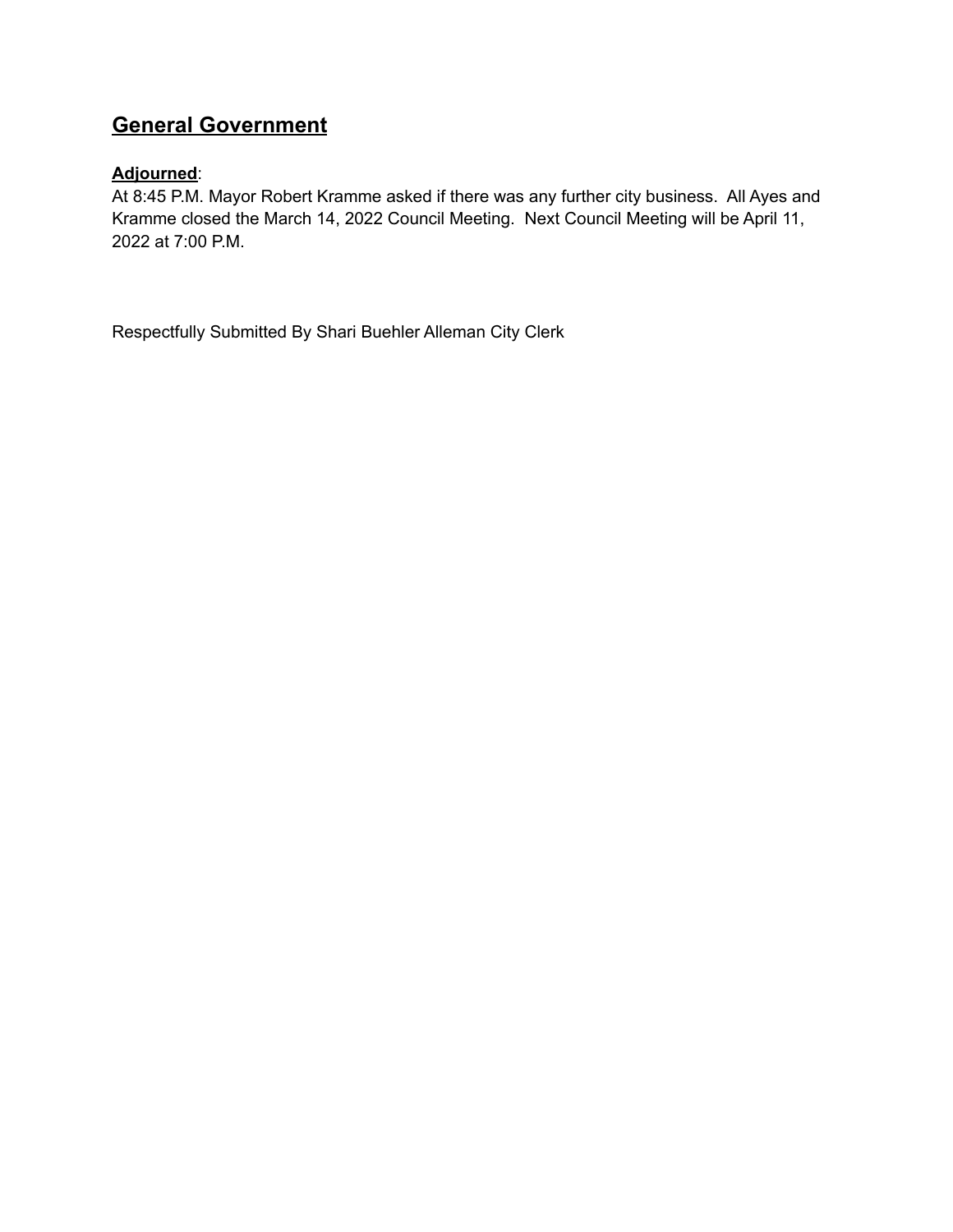## General Government

**Adjourned**:
At 8:45 P.M. Mayor Robert Kramme asked if there was any further city business. All Ayes and Kramme closed the March 14, 2022 Council Meeting. Next Council Meeting will be April 11, 2022 at 7:00 P.M.

Respectfully Submitted By Shari Buehler Alleman City Clerk